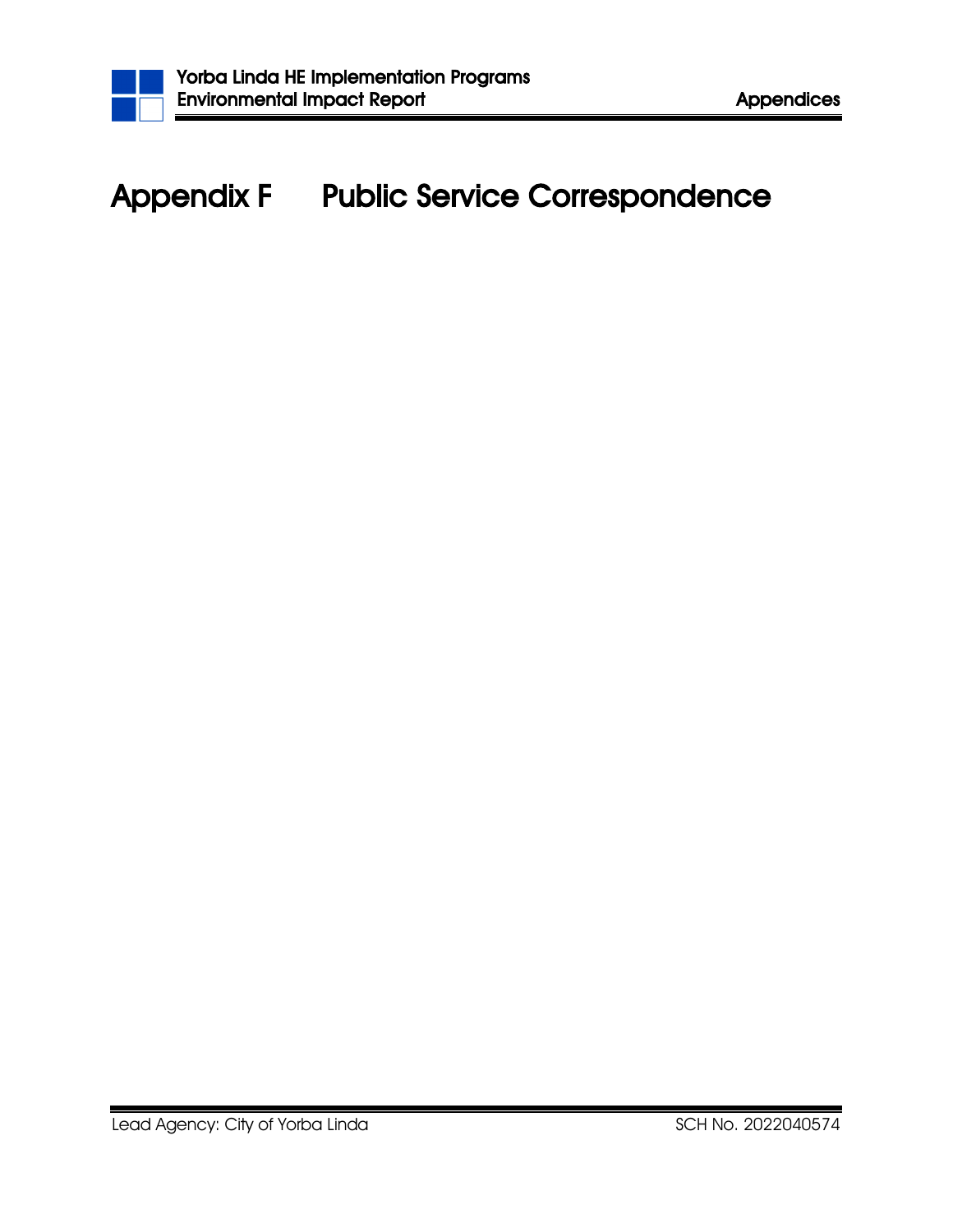# Appendix F Public Service Correspondence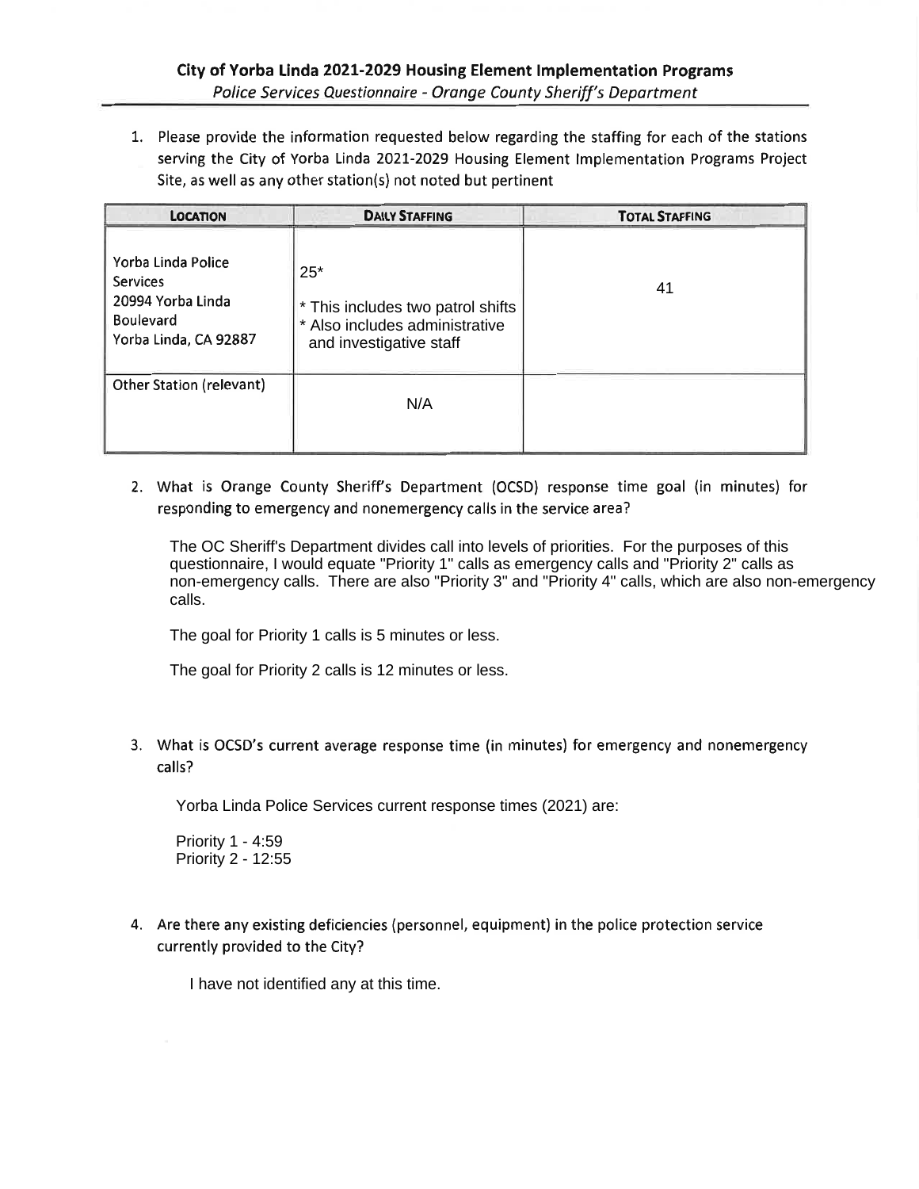## City of Yorba Linda 2021-2029 Housing Element Implementation Programs

*Police Services Questionnaire - Orange County Sheriff's Department*

1. Please provide the information requested below regarding the staffing for each of the stations serving the City of Yorba Linda 2021-2029 Housing Element Implementation Programs Project Site, as well as any other station(s) not noted but pertinent

| LOCATION | DAILY STAFFING | TOTAL STAFFING |
|---|---|---|
| Yorba Linda Police Services 20994 Yorba Linda Boulevard Yorba Linda, CA 92887 | 25* <br> * This includes two patrol shifts <br> * Also includes administrative and investigative staff | 41 |
| Other Station (relevant) | N/A | |

2. What is Orange County Sheriff's Department (OCSD) response time goal (in minutes) for responding to emergency and nonemergency calls in the service area?

   The OC Sheriff's Department divides call into levels of priorities. For the purposes of this questionnaire, I would equate "Priority 1" calls as emergency calls and "Priority 2" calls as non-emergency calls. There are also "Priority 3" and "Priority 4" calls, which are also non-emergency calls.

   The goal for Priority 1 calls is 5 minutes or less.

   The goal for Priority 2 calls is 12 minutes or less.

3. What is OCSD's current average response time (in minutes) for emergency and nonemergency calls?

   Yorba Linda Police Services current response times (2021) are:

   Priority 1 - 4:59
   Priority 2 - 12:55

4. Are there any existing deficiencies (personnel, equipment) in the police protection service currently provided to the City?

   I have not identified any at this time.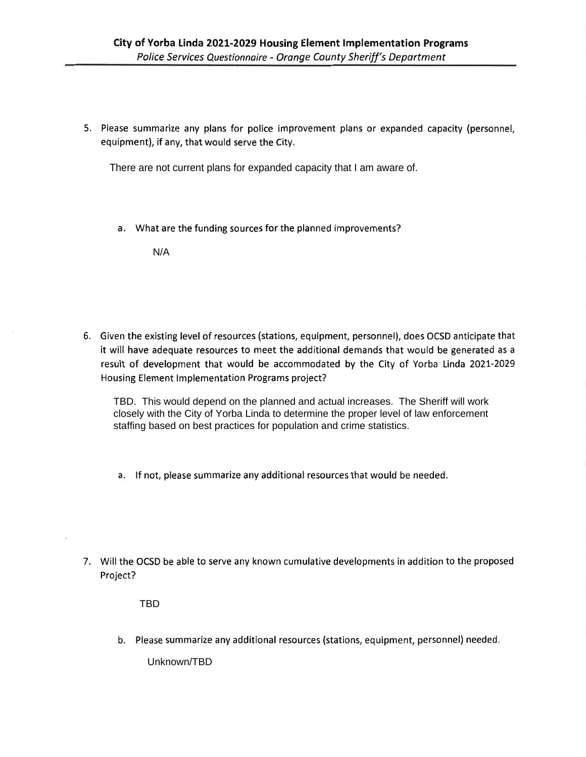5. Please summarize any plans for police improvement plans or expanded capacity (personnel, equipment), if any, that would serve the City.

   There are not current plans for expanded capacity that I am aware of.

   a. What are the funding sources for the planned improvements?

      N/A

6. Given the existing level of resources (stations, equipment, personnel), does OCSD anticipate that it will have adequate resources to meet the additional demands that would be generated as a result of development that would be accommodated by the City of Yorba Linda 2021-2029 Housing Element Implementation Programs project?

   TBD. This would depend on the planned and actual increases. The Sheriff will work closely with the City of Yorba Linda to determine the proper level of law enforcement staffing based on best practices for population and crime statistics.

   a. If not, please summarize any additional resources that would be needed.

7. Will the OCSD be able to serve any known cumulative developments in addition to the proposed Project?

   TBD

   b. Please summarize any additional resources (stations, equipment, personnel) needed.

      Unknown/TBD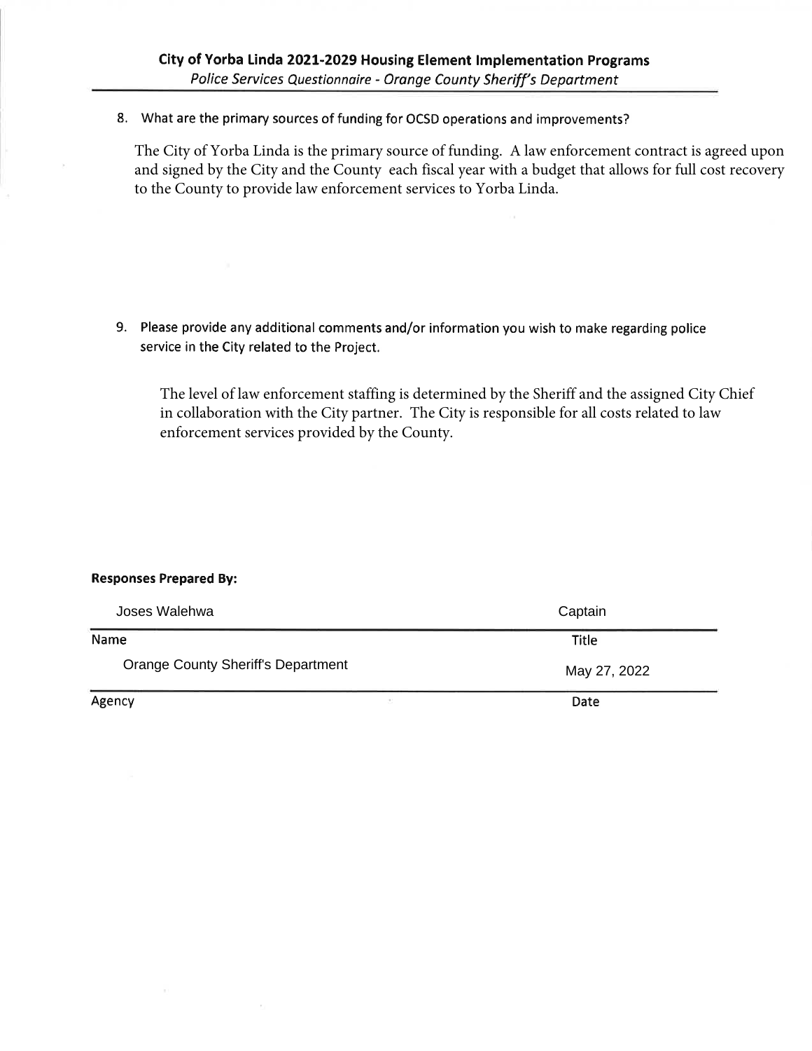8. What are the primary sources of funding for OCSD operations and improvements?

   The City of Yorba Linda is the primary source of funding. A law enforcement contract is agreed upon and signed by the City and the County each fiscal year with a budget that allows for full cost recovery to the County to provide law enforcement services to Yorba Linda.

9. Please provide any additional comments and/or information you wish to make regarding police service in the City related to the Project.

   The level of law enforcement staffing is determined by the Sheriff and the assigned City Chief in collaboration with the City partner. The City is responsible for all costs related to law enforcement services provided by the County.

**Responses Prepared By:**

| | |
|---|---|
| Joses Walehwa | Captain |
| Name | Title |
| Orange County Sheriff's Department | May 27, 2022 |
| Agency | Date |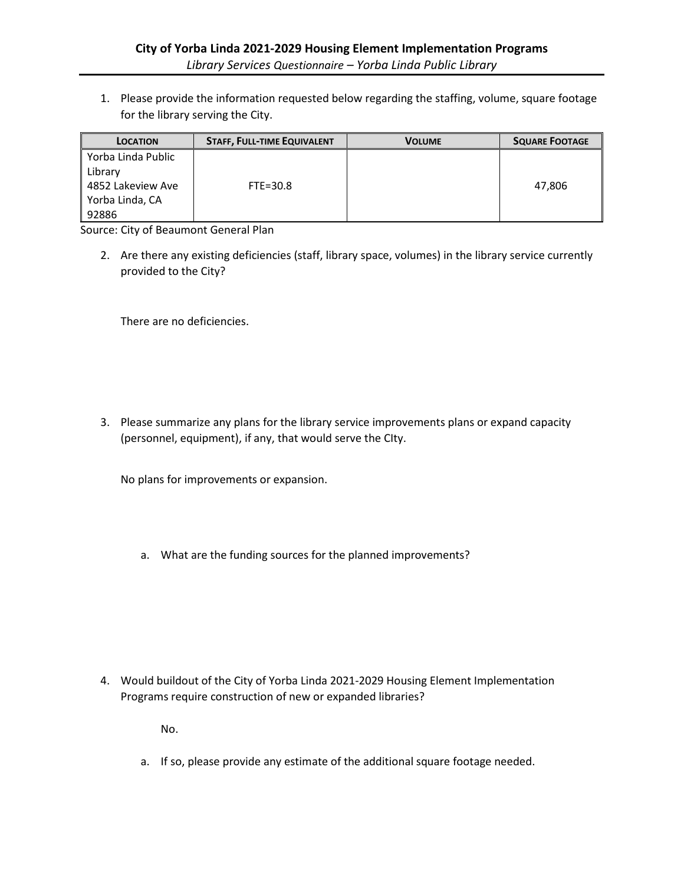**City of Yorba Linda 2021-2029 Housing Element Implementation Programs**

*Library Services Questionnaire – Yorba Linda Public Library*

1. Please provide the information requested below regarding the staffing, volume, square footage for the library serving the City.

| LOCATION | STAFF, FULL-TIME EQUIVALENT | VOLUME | SQUARE FOOTAGE |
|---|---|---|---|
| Yorba Linda Public Library 4852 Lakeview Ave Yorba Linda, CA 92886 | FTE=30.8 | | 47,806 |

Source: City of Beaumont General Plan

2. Are there any existing deficiencies (staff, library space, volumes) in the library service currently provided to the City?

   There are no deficiencies.

3. Please summarize any plans for the library service improvements plans or expand capacity (personnel, equipment), if any, that would serve the CIty.

   No plans for improvements or expansion.

   a. What are the funding sources for the planned improvements?

4. Would buildout of the City of Yorba Linda 2021-2029 Housing Element Implementation Programs require construction of new or expanded libraries?

   No.

   a. If so, please provide any estimate of the additional square footage needed.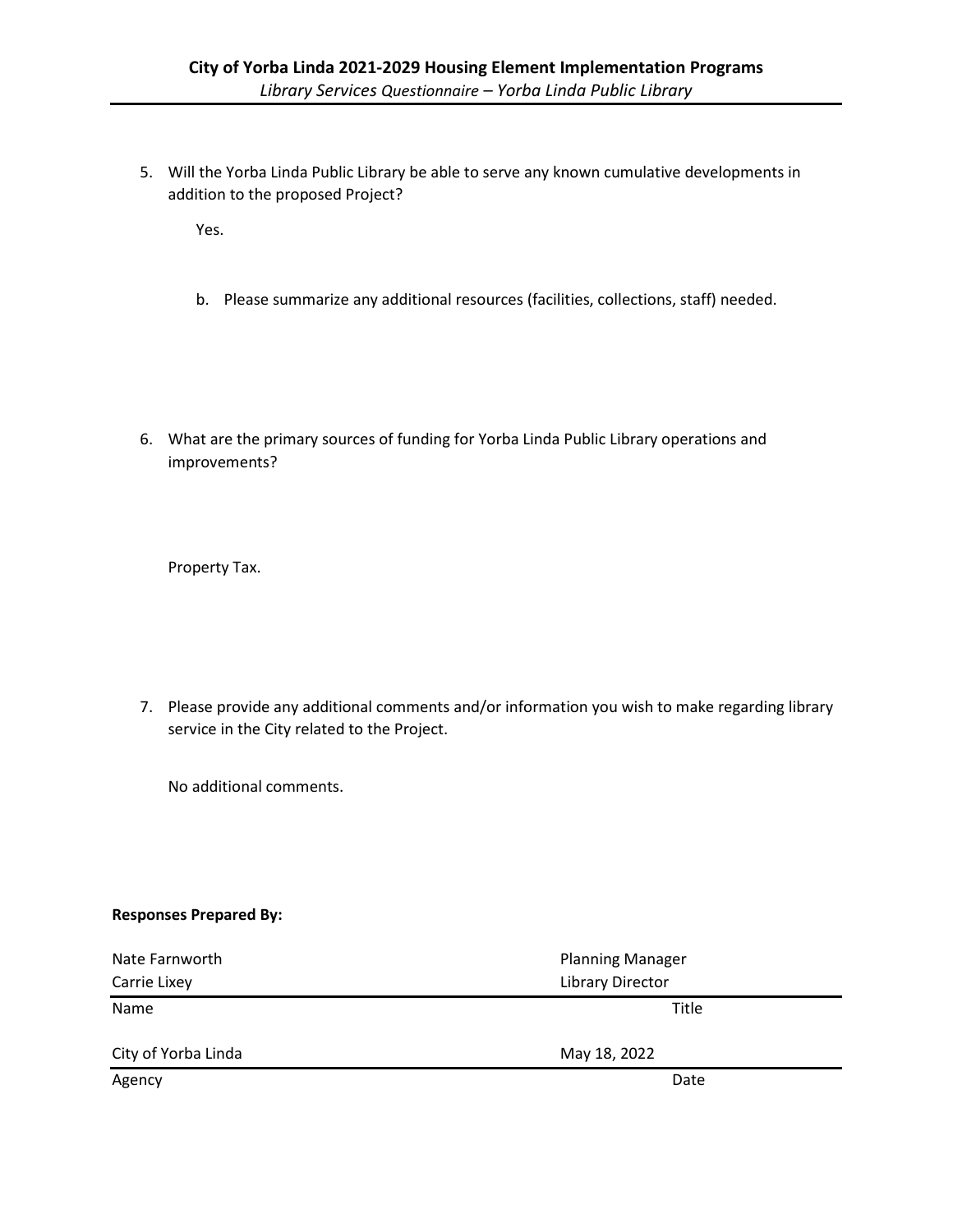5. Will the Yorba Linda Public Library be able to serve any known cumulative developments in addition to the proposed Project?

   Yes.

   b. Please summarize any additional resources (facilities, collections, staff) needed.

6. What are the primary sources of funding for Yorba Linda Public Library operations and improvements?

   Property Tax.

7. Please provide any additional comments and/or information you wish to make regarding library service in the City related to the Project.

   No additional comments.

**Responses Prepared By:**

| Name | Title |
|---|---|
| Nate Farnworth | Planning Manager |
| Carrie Lixey | Library Director |

| Agency | Date |
|---|---|
| City of Yorba Linda | May 18, 2022 |